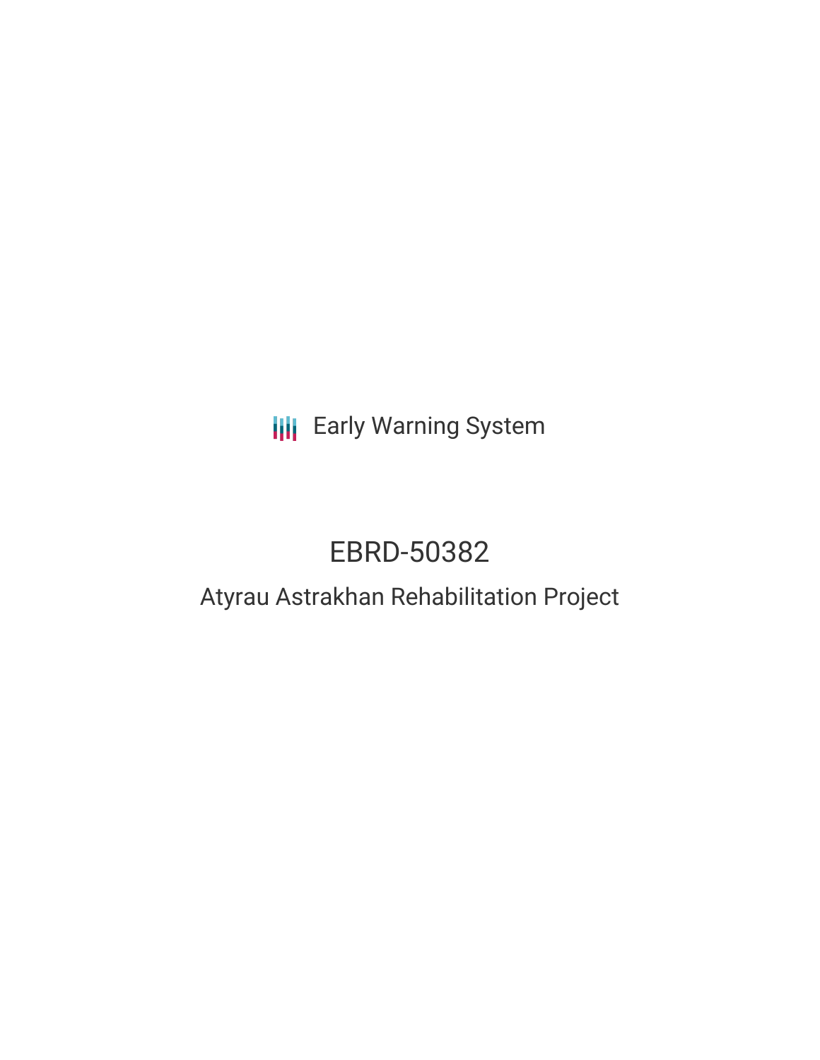Early Warning System

# EBRD-50382

## Atyrau Astrakhan Rehabilitation Project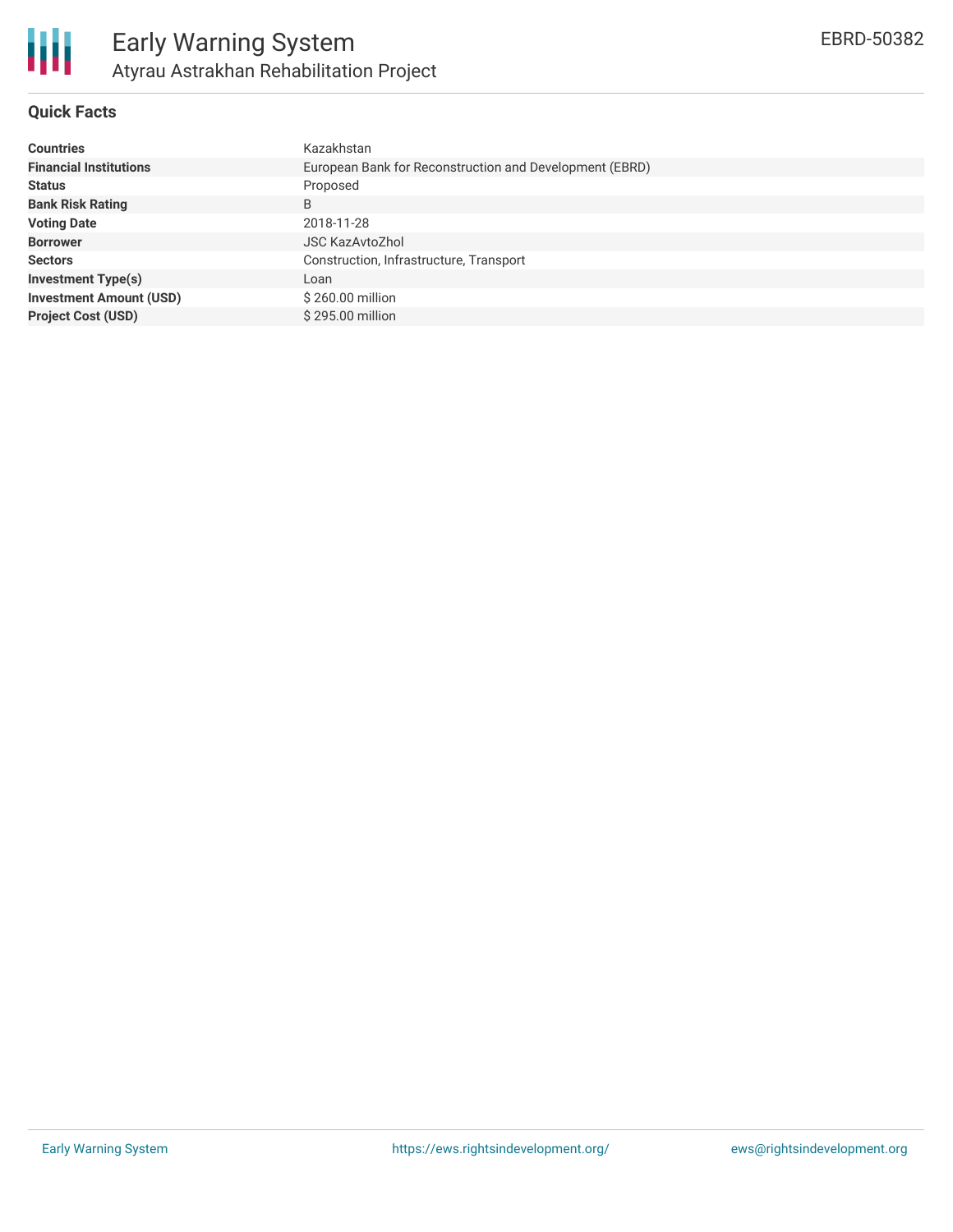# Early Warning System

## Atyrau Astrakhan Rehabilitation Project

EBRD-50382

### Quick Facts

| | |
|---|---|
| **Countries** | Kazakhstan |
| **Financial Institutions** | European Bank for Reconstruction and Development (EBRD) |
| **Status** | Proposed |
| **Bank Risk Rating** | B |
| **Voting Date** | 2018-11-28 |
| **Borrower** | JSC KazAvtoZhol |
| **Sectors** | Construction, Infrastructure, Transport |
| **Investment Type(s)** | Loan |
| **Investment Amount (USD)** | $ 260.00 million |
| **Project Cost (USD)** | $ 295.00 million |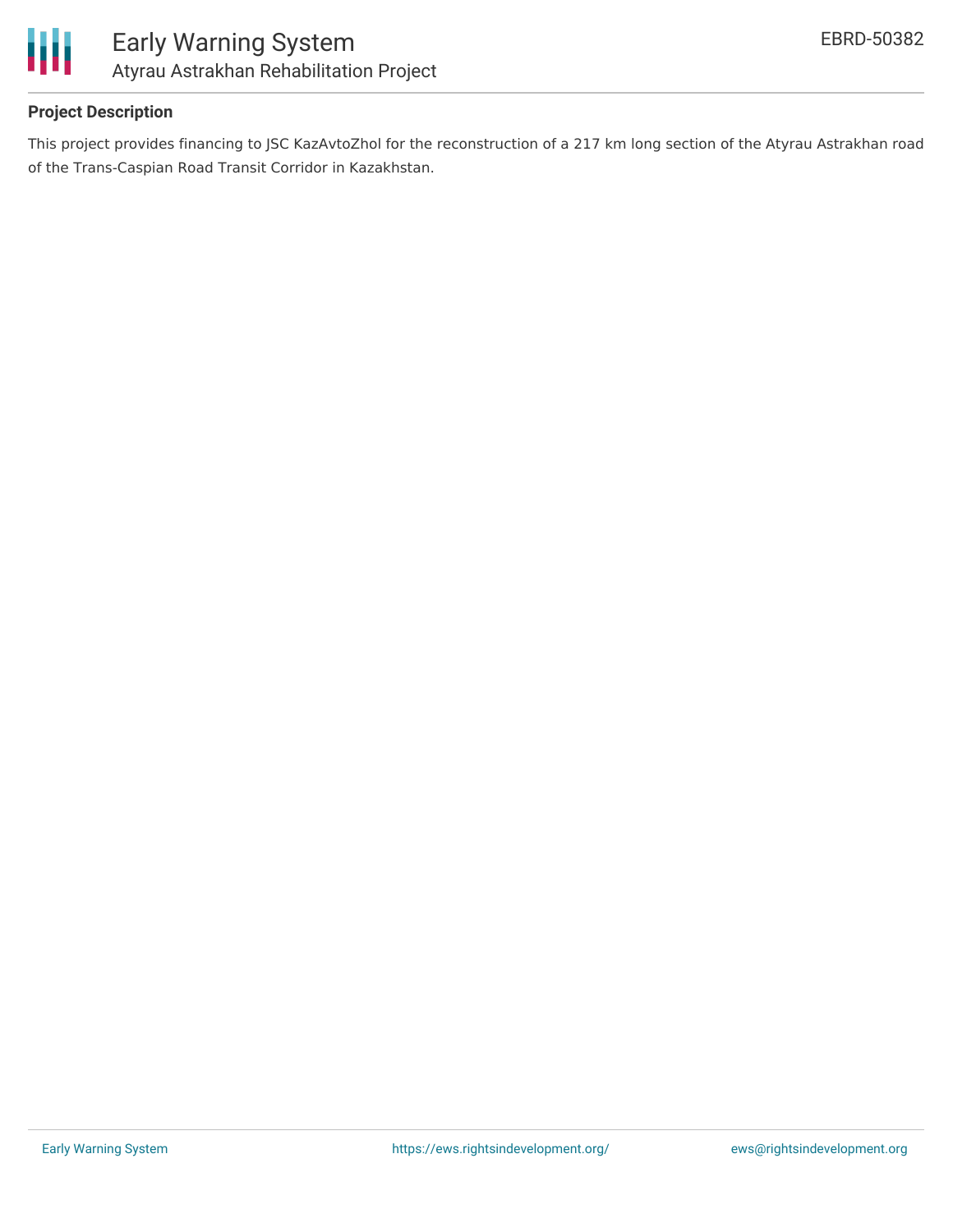## Project Description

This project provides financing to JSC KazAvtoZhol for the reconstruction of a 217 km long section of the Atyrau Astrakhan road of the Trans-Caspian Road Transit Corridor in Kazakhstan.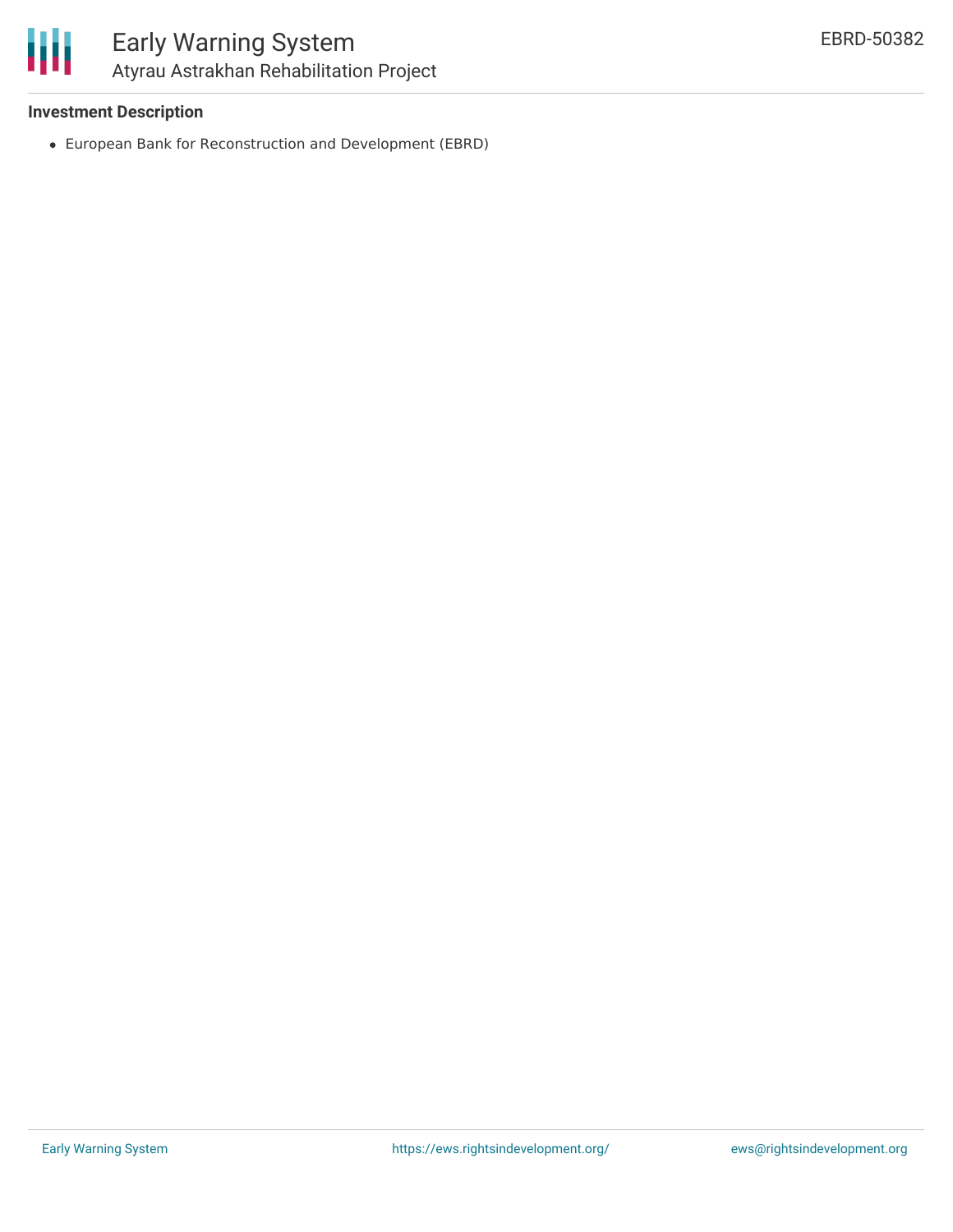**Investment Description**

- European Bank for Reconstruction and Development (EBRD)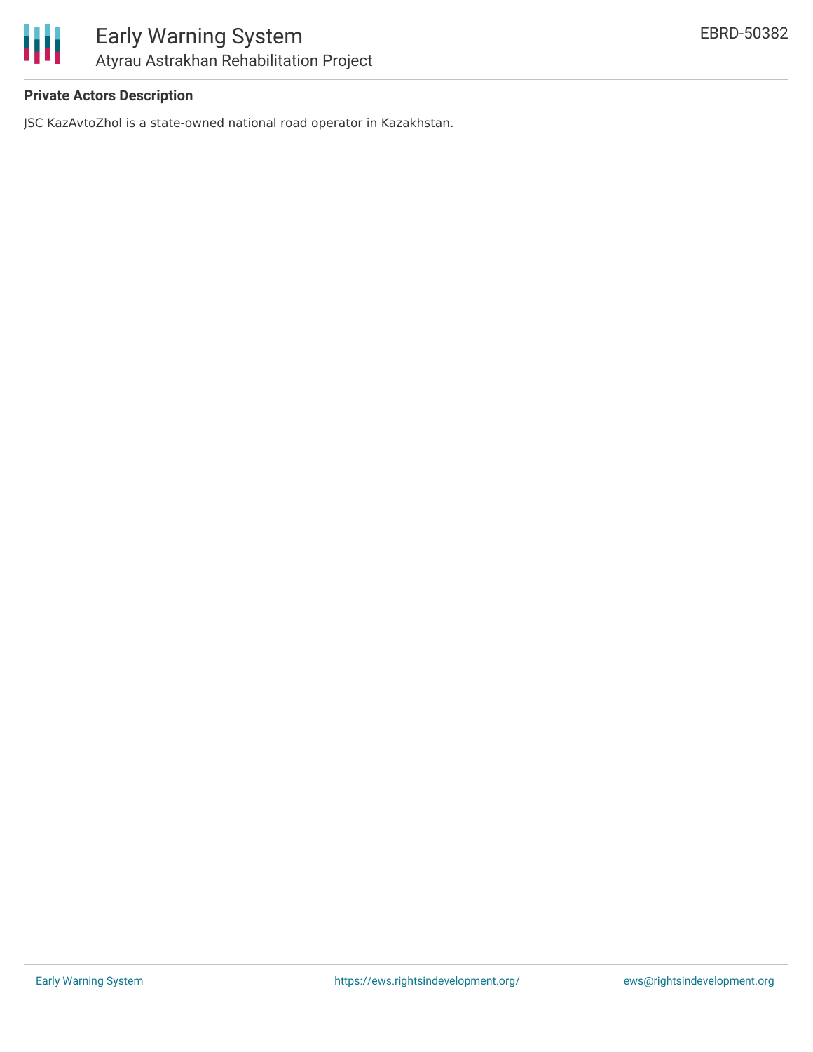**Private Actors Description**

JSC KazAvtoZhol is a state-owned national road operator in Kazakhstan.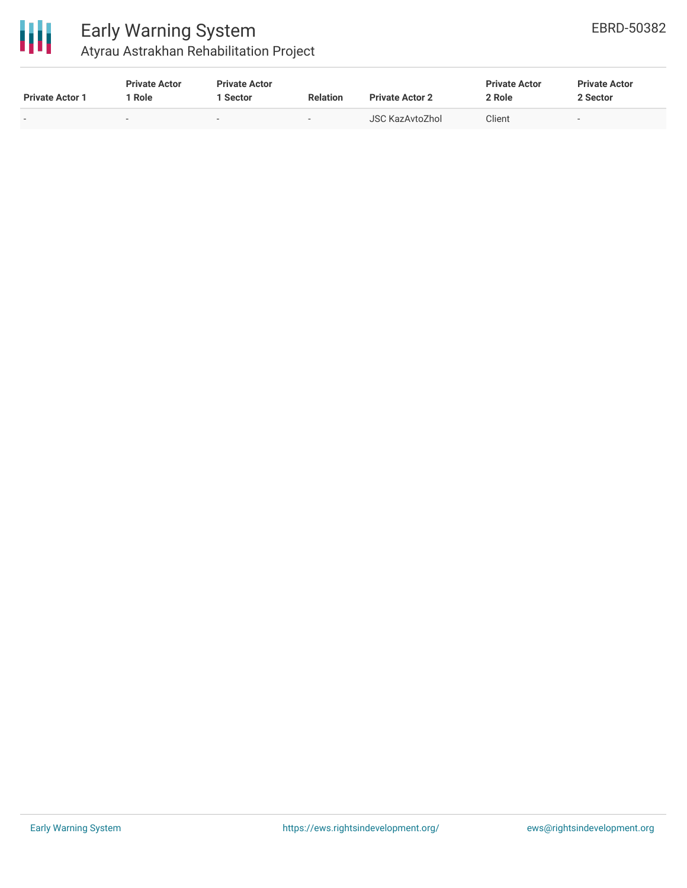| Private Actor 1 | Private Actor 1 Role | Private Actor 1 Sector | Relation | Private Actor 2 | Private Actor 2 Role | Private Actor 2 Sector |
| --- | --- | --- | --- | --- | --- | --- |
| - | - | - | - | JSC KazAvtoZhol | Client | - |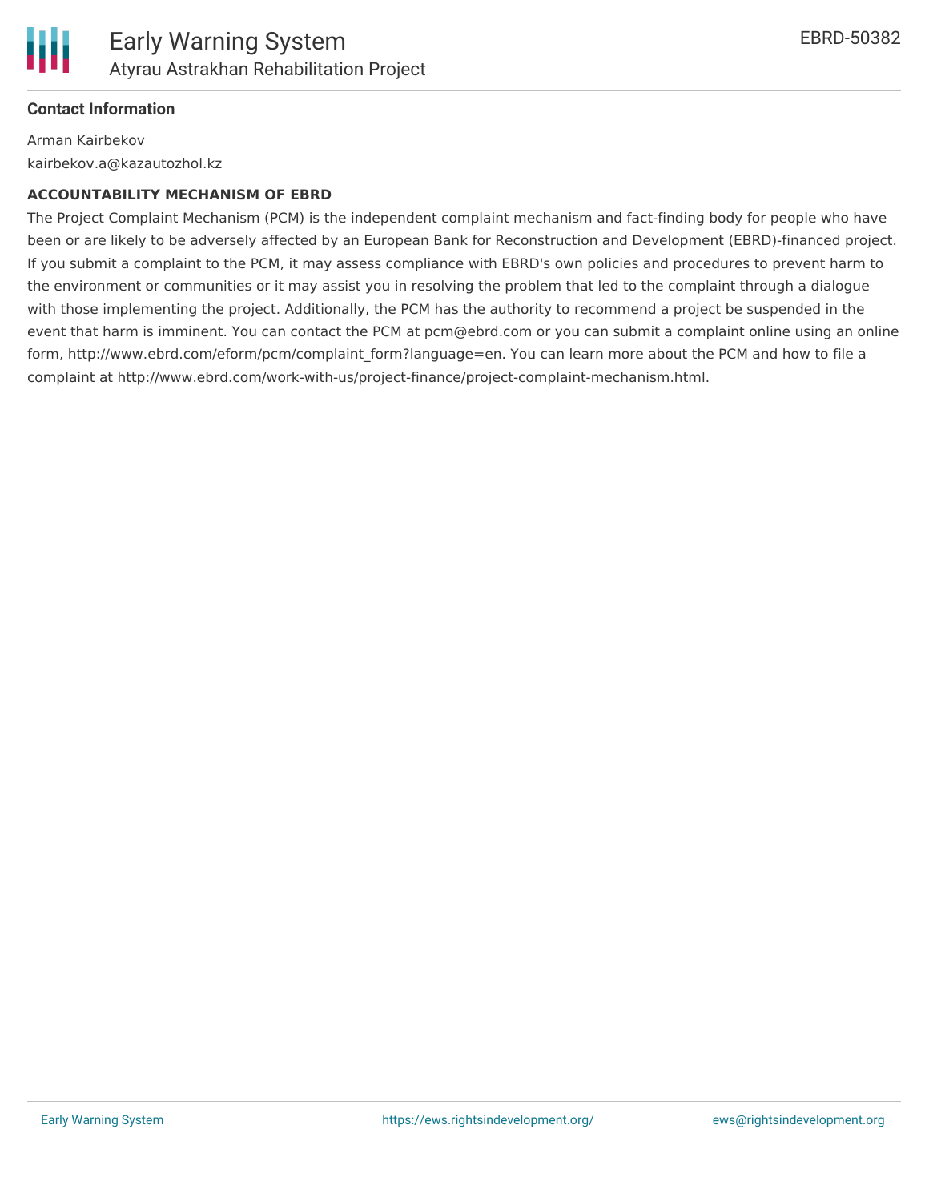**Contact Information**

Arman Kairbekov
kairbekov.a@kazautozhol.kz

**ACCOUNTABILITY MECHANISM OF EBRD**

The Project Complaint Mechanism (PCM) is the independent complaint mechanism and fact-finding body for people who have been or are likely to be adversely affected by an European Bank for Reconstruction and Development (EBRD)-financed project. If you submit a complaint to the PCM, it may assess compliance with EBRD's own policies and procedures to prevent harm to the environment or communities or it may assist you in resolving the problem that led to the complaint through a dialogue with those implementing the project. Additionally, the PCM has the authority to recommend a project be suspended in the event that harm is imminent. You can contact the PCM at pcm@ebrd.com or you can submit a complaint online using an online form, http://www.ebrd.com/eform/pcm/complaint_form?language=en. You can learn more about the PCM and how to file a complaint at http://www.ebrd.com/work-with-us/project-finance/project-complaint-mechanism.html.